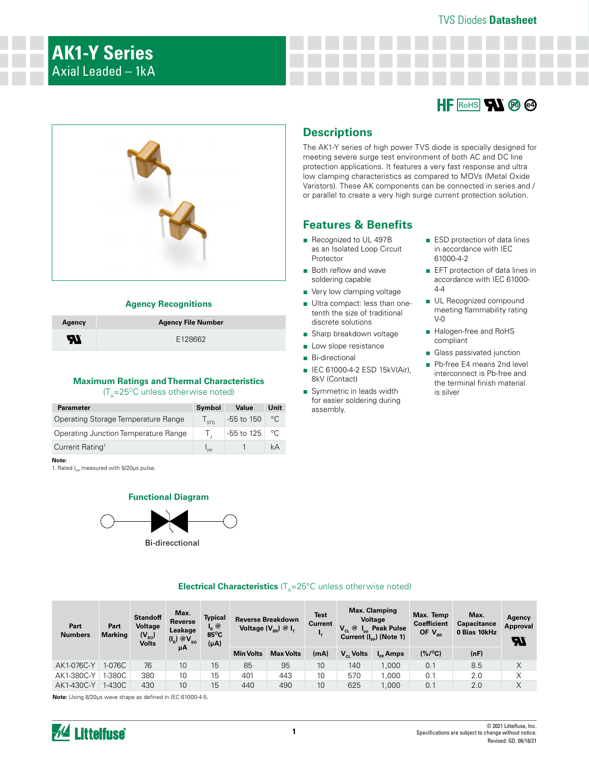# AK1-Y Series

Axial Leaded – 1kA

HF RoHS Pb e4

## Descriptions

The AK1-Y series of high power TVS diode is specially designed for meeting severe surge test environment of both AC and DC line protection applications. It features a very fast response and ultra low clamping characteristics as compared to MOVs (Metal Oxide Varistors). These AK components can be connected in series and / or parallel to create a very high surge current protection solution.

## Features & Benefits

- Recognized to UL 497B as an Isolated Loop Circuit Protector
- Both reflow and wave soldering capable
- Very low clamping voltage
- Ultra compact: less than one-tenth the size of traditional discrete solutions
- Sharp breakdown voltage
- Low slope resistance
- Bi-directional
- IEC 61000-4-2 ESD 15kV(Air), 8kV (Contact)
- Symmetric in leads width for easier soldering during assembly.
- ESD protection of data lines in accordance with IEC 61000-4-2
- EFT protection of data lines in accordance with IEC 61000-4-4
- UL Recognized compound meeting flammability rating V-0
- Halogen-free and RoHS compliant
- Glass passivated junction
- Pb-free E4 means 2nd level interconnect is Pb-free and the terminal finish material is silver

### Agency Recognitions

| Agency | Agency File Number |
|---|---|
| UL | E128662 |

### Maximum Ratings and Thermal Characteristics

($T_A$=25°C unless otherwise noted)

| Parameter | Symbol | Value | Unit |
|---|---|---|---|
| Operating Storage Temperature Range | $T_{STG}$ | -55 to 150 | °C |
| Operating Junction Temperature Range | $T_J$ | -55 to 125 | °C |
| Current Rating[1] | $I_{PP}$ | 1 | kA |

**Note:**
1. Rated $I_{PP}$ measured with 8/20μs pulse.

### Functional Diagram

Bi-direcctional

### Electrical Characteristics ($T_A$=25°C unless otherwise noted)

| Part Numbers | Part Marking | Standoff Voltage ($V_{SO}$) Volts | Max. Reverse Leakage ($I_R$) @$V_{SO}$ μA | Typical $I_R$ @ 85°C (μA) | Reverse Breakdown Voltage ($V_{BR}$) @ $I_T$ | | Test Current $I_T$ | Max. Clamping Voltage $V_{CL}$ @ $I_{PP}$ Peak Pulse Current ($I_{PP}$) (Note 1) | | Max. Temp Coefficient OF $V_{BR}$ | Max. Capacitance 0 Bias 10kHz | Agency Approval UL |
|---|---|---|---|---|---|---|---|---|---|---|---|---|
| | | | | | Min Volts | Max Volts | (mA) | $V_{CL}$ Volts | $I_{PP}$ Amps | (%/°C) | (nF) | |
| AK1-076C-Y | 1-076C | 76 | 10 | 15 | 85 | 95 | 10 | 140 | 1,000 | 0.1 | 8.5 | X |
| AK1-380C-Y | 1-380C | 380 | 10 | 15 | 401 | 443 | 10 | 570 | 1,000 | 0.1 | 2.0 | X |
| AK1-430C-Y | 1-430C | 430 | 10 | 15 | 440 | 490 | 10 | 625 | 1,000 | 0.1 | 2.0 | X |

**Note:** Using 8/20μs wave shape as defined in IEC 61000-4-5.

© 2021 Littelfuse, Inc.
Specifications are subject to change without notice.
Revised: GD. 06/18/21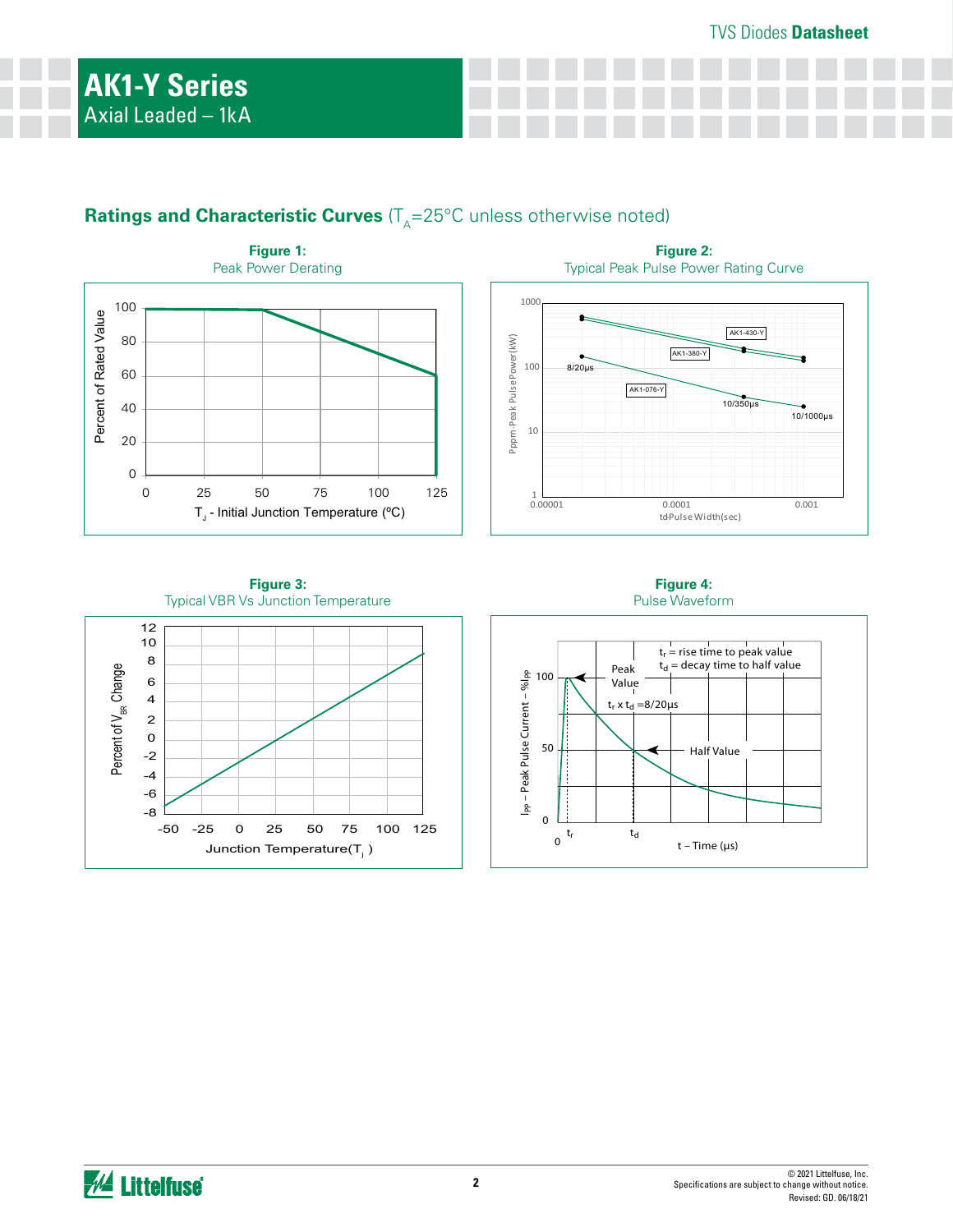# AK1-Y Series

Axial Leaded – 1kA

## Ratings and Characteristic Curves ($T_A$=25°C unless otherwise noted)

**Figure 1:**
Peak Power Derating

**Figure 2:**
Typical Peak Pulse Power Rating Curve

**Figure 3:**
Typical VBR Vs Junction Temperature

**Figure 4:**
Pulse Waveform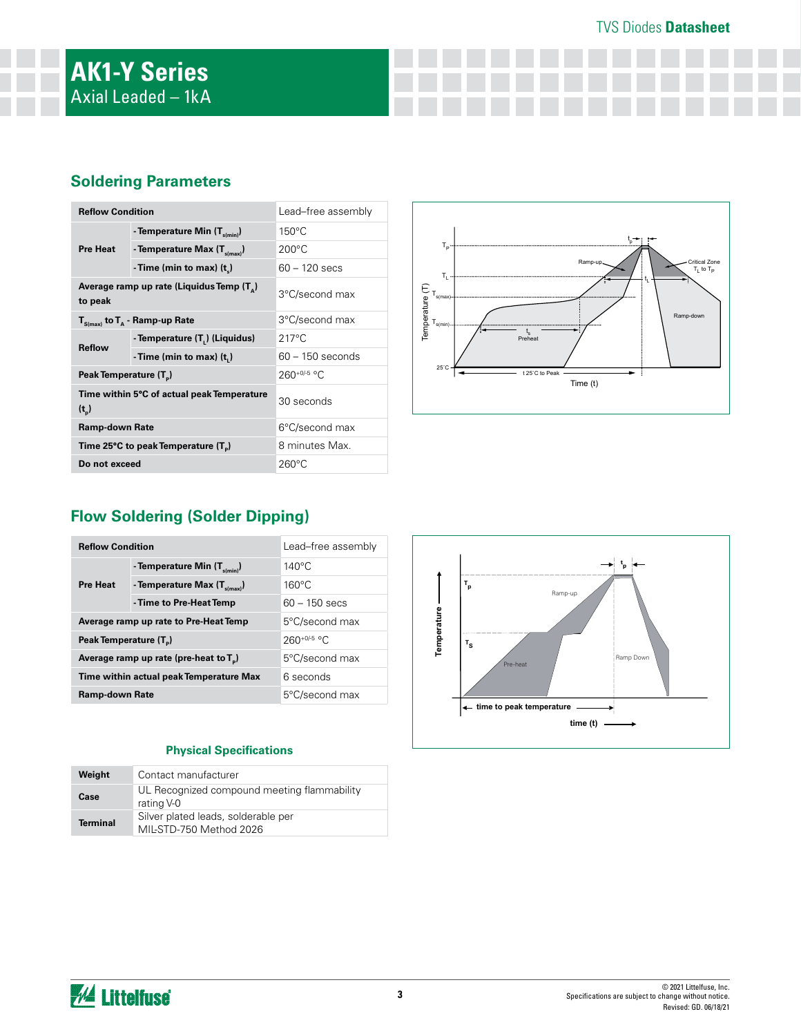# AK1-Y Series

Axial Leaded – 1kA

## Soldering Parameters

| Reflow Condition | | Lead–free assembly |
|---|---|---|
| Pre Heat | - Temperature Min ($T_{s(min)}$) | 150°C |
| | - Temperature Max ($T_{s(max)}$) | 200°C |
| | - Time (min to max) ($t_s$) | 60 – 120 secs |
| Average ramp up rate (Liquidus Temp ($T_A$) to peak | | 3°C/second max |
| $T_{S(max)}$ to $T_A$ - Ramp-up Rate | | 3°C/second max |
| Reflow | - Temperature ($T_L$) (Liquidus) | 217°C |
| | - Time (min to max) ($t_L$) | 60 – 150 seconds |
| Peak Temperature ($T_P$) | | $260^{+0/-5}$ °C |
| Time within 5°C of actual peak Temperature ($t_p$) | | 30 seconds |
| Ramp-down Rate | | 6°C/second max |
| Time 25°C to peak Temperature ($T_P$) | | 8 minutes Max. |
| Do not exceed | | 260°C |

## Flow Soldering (Solder Dipping)

| Reflow Condition | | Lead–free assembly |
|---|---|---|
| Pre Heat | - Temperature Min ($T_{s(min)}$) | 140°C |
| | - Temperature Max ($T_{s(max)}$) | 160°C |
| | - Time to Pre-Heat Temp | 60 – 150 secs |
| Average ramp up rate to Pre-Heat Temp | | 5°C/second max |
| Peak Temperature ($T_P$) | | $260^{+0/-5}$ °C |
| Average ramp up rate (pre-heat to $T_P$) | | 5°C/second max |
| Time within actual peak Temperature Max | | 6 seconds |
| Ramp-down Rate | | 5°C/second max |

### Physical Specifications

| | |
|---|---|
| Weight | Contact manufacturer |
| Case | UL Recognized compound meeting flammability rating V-0 |
| Terminal | Silver plated leads, solderable per MIL-STD-750 Method 2026 |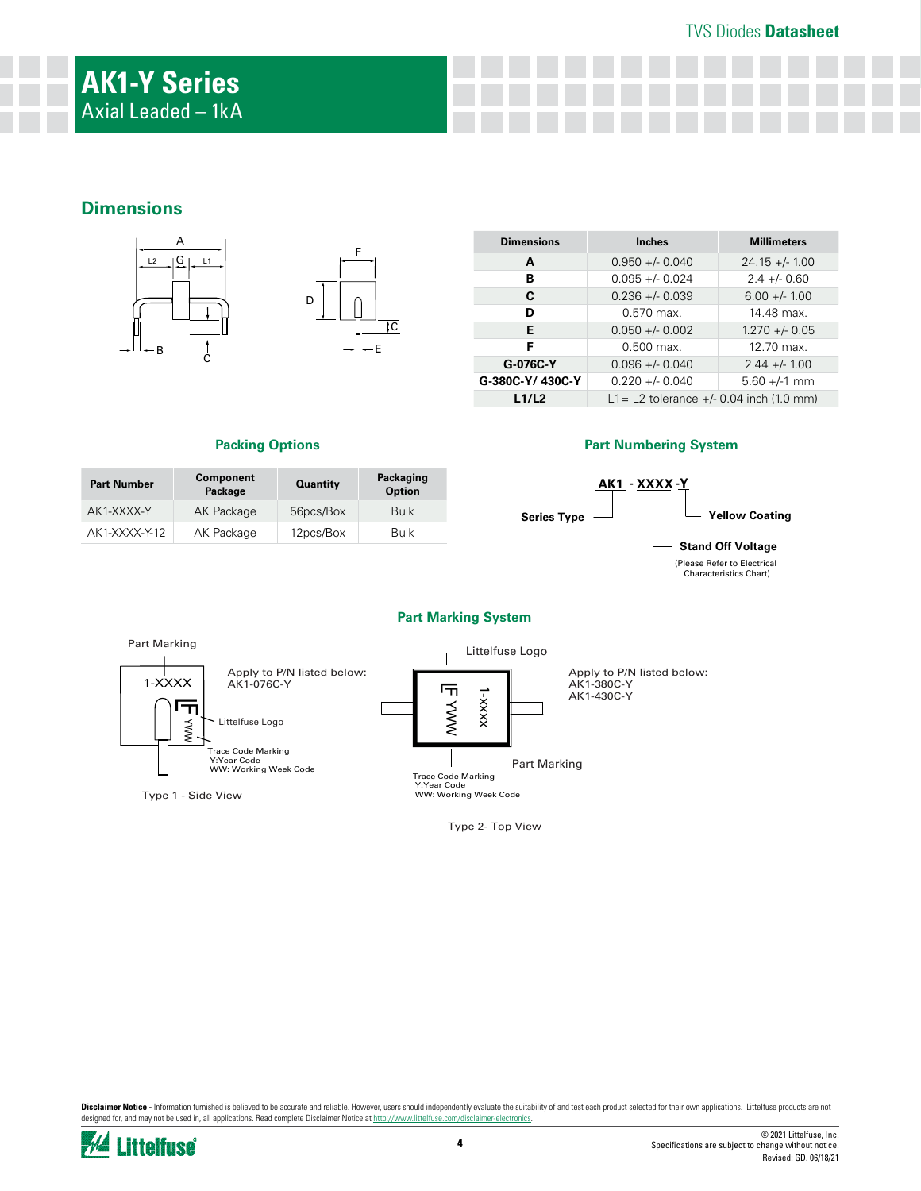# AK1-Y Series

Axial Leaded – 1kA

## Dimensions

A
L2
G
L1
B
C
F
D
C
E

| Dimensions | Inches | Millimeters |
|---|---|---|
| A | 0.950 +/- 0.040 | 24.15 +/- 1.00 |
| B | 0.095 +/- 0.024 | 2.4 +/- 0.60 |
| C | 0.236 +/- 0.039 | 6.00 +/- 1.00 |
| D | 0.570 max. | 14.48 max. |
| E | 0.050 +/- 0.002 | 1.270 +/- 0.05 |
| F | 0.500 max. | 12.70 max. |
| G-076C-Y | 0.096 +/- 0.040 | 2.44 +/- 1.00 |
| G-380C-Y/ 430C-Y | 0.220 +/- 0.040 | 5.60 +/-1 mm |
| L1/L2 | L1= L2 tolerance +/- 0.04 inch (1.0 mm) | |

### Packing Options

| Part Number | Component Package | Quantity | Packaging Option |
|---|---|---|---|
| AK1-XXXX-Y | AK Package | 56pcs/Box | Bulk |
| AK1-XXXX-Y-12 | AK Package | 12pcs/Box | Bulk |

### Part Numbering System

AK1 - XXXX -Y

Series Type

Yellow Coating

Stand Off Voltage

(Please Refer to Electrical Characteristics Chart)

### Part Marking System

Part Marking

1-XXXX

YWW

Apply to P/N listed below:
AK1-076C-Y

Littelfuse Logo

Trace Code Marking
Y:Year Code
WW: Working Week Code

Type 1 - Side View

Littelfuse Logo

1-XXXX

YWW

Apply to P/N listed below:
AK1-380C-Y
AK1-430C-Y

Part Marking

Trace Code Marking
Y:Year Code
WW: Working Week Code

Type 2- Top View

**Disclaimer Notice -** Information furnished is believed to be accurate and reliable. However, users should independently evaluate the suitability of and test each product selected for their own applications. Littelfuse products are not designed for, and may not be used in, all applications. Read complete Disclaimer Notice at http://www.littelfuse.com/disclaimer-electronics.